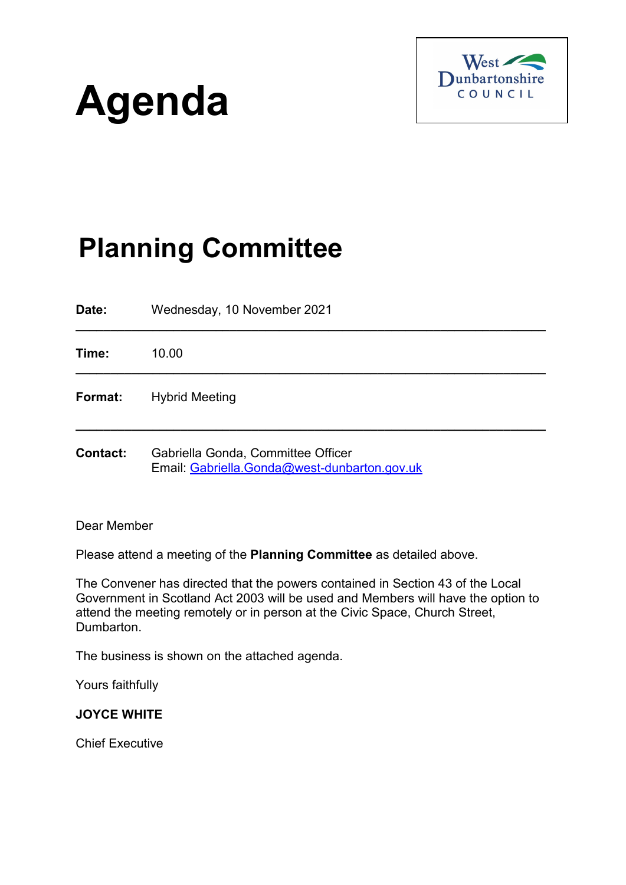# Agenda

West Dunbartonshire COUNCIL

## Planning Committee

| | |
|---|---|
| **Date:** | Wednesday, 10 November 2021 |
| **Time:** | 10.00 |
| **Format:** | Hybrid Meeting |
| **Contact:** | Gabriella Gonda, Committee Officer<br>Email: Gabriella.Gonda@west-dunbarton.gov.uk |

Dear Member

Please attend a meeting of the **Planning Committee** as detailed above.

The Convener has directed that the powers contained in Section 43 of the Local Government in Scotland Act 2003 will be used and Members will have the option to attend the meeting remotely or in person at the Civic Space, Church Street, Dumbarton.

The business is shown on the attached agenda.

Yours faithfully

**JOYCE WHITE**

Chief Executive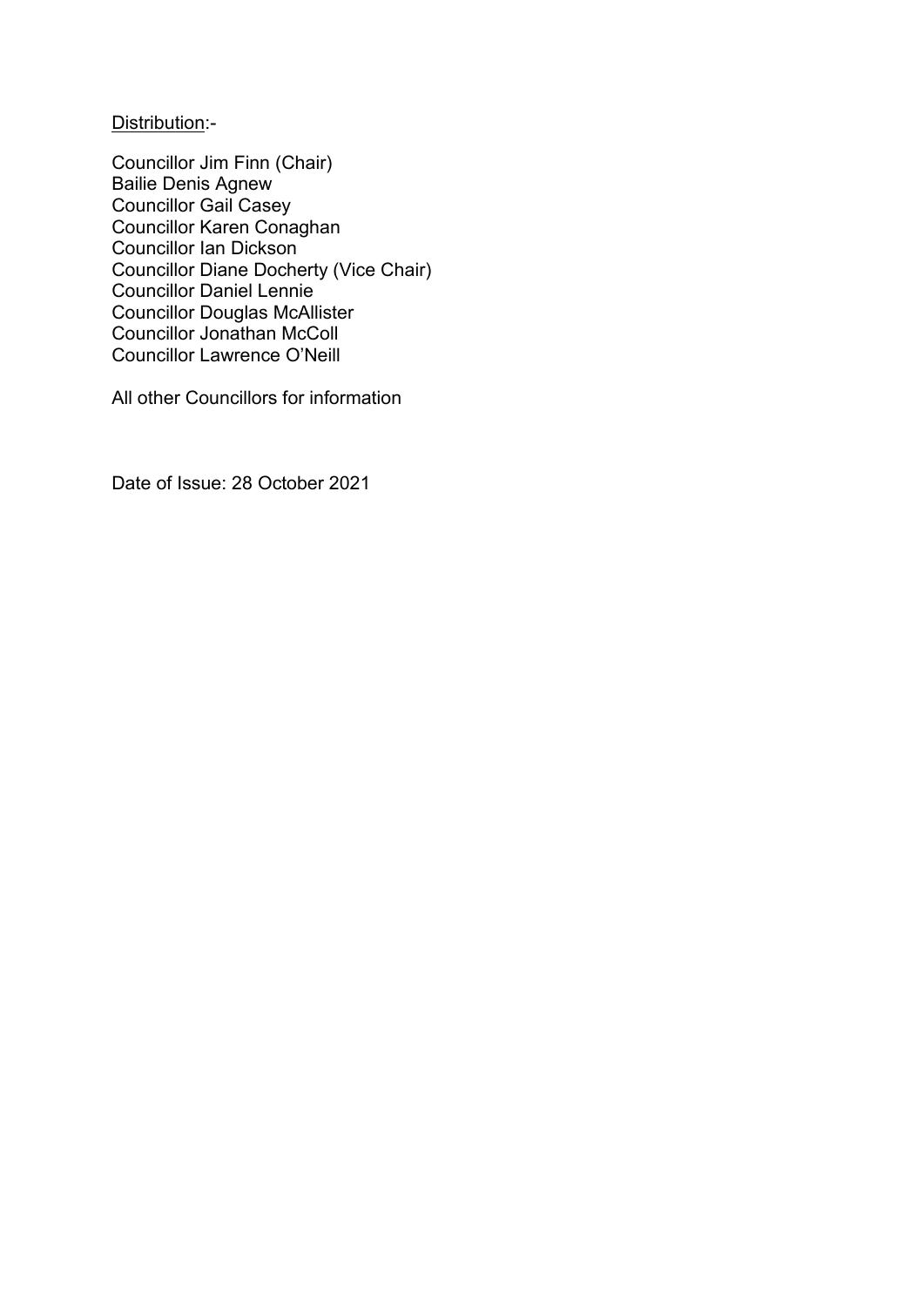Distribution:-

Councillor Jim Finn (Chair)
Bailie Denis Agnew
Councillor Gail Casey
Councillor Karen Conaghan
Councillor Ian Dickson
Councillor Diane Docherty (Vice Chair)
Councillor Daniel Lennie
Councillor Douglas McAllister
Councillor Jonathan McColl
Councillor Lawrence O'Neill

All other Councillors for information

Date of Issue: 28 October 2021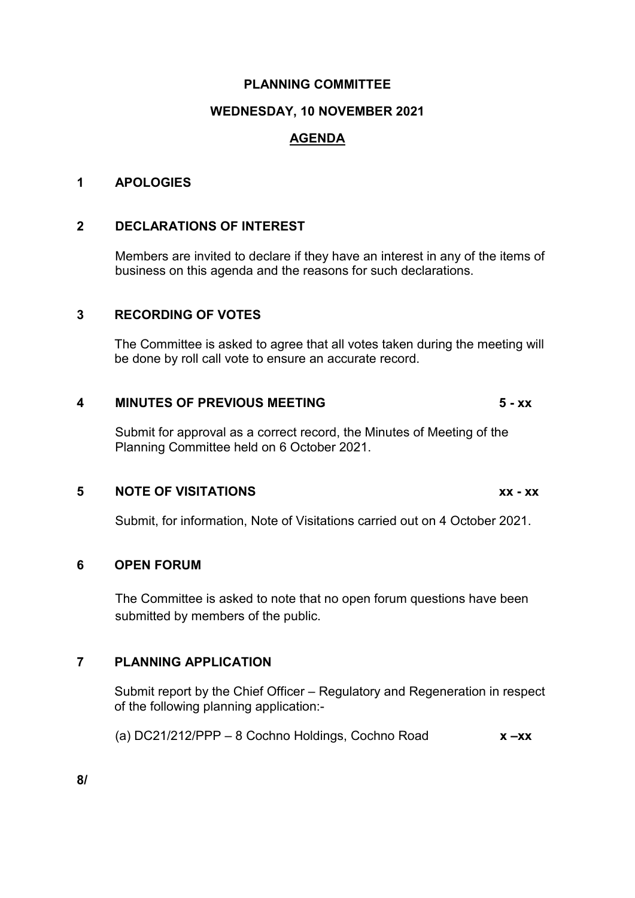# PLANNING COMMITTEE

## WEDNESDAY, 10 NOVEMBER 2021

## AGENDA

**1 APOLOGIES**

**2 DECLARATIONS OF INTEREST**

Members are invited to declare if they have an interest in any of the items of business on this agenda and the reasons for such declarations.

**3 RECORDING OF VOTES**

The Committee is asked to agree that all votes taken during the meeting will be done by roll call vote to ensure an accurate record.

**4 MINUTES OF PREVIOUS MEETING** **5 - xx**

Submit for approval as a correct record, the Minutes of Meeting of the Planning Committee held on 6 October 2021.

**5 NOTE OF VISITATIONS** **xx - xx**

Submit, for information, Note of Visitations carried out on 4 October 2021.

**6 OPEN FORUM**

The Committee is asked to note that no open forum questions have been submitted by members of the public.

**7 PLANNING APPLICATION**

Submit report by the Chief Officer – Regulatory and Regeneration in respect of the following planning application:-

(a) DC21/212/PPP – 8 Cochno Holdings, Cochno Road **x –xx**

**8/**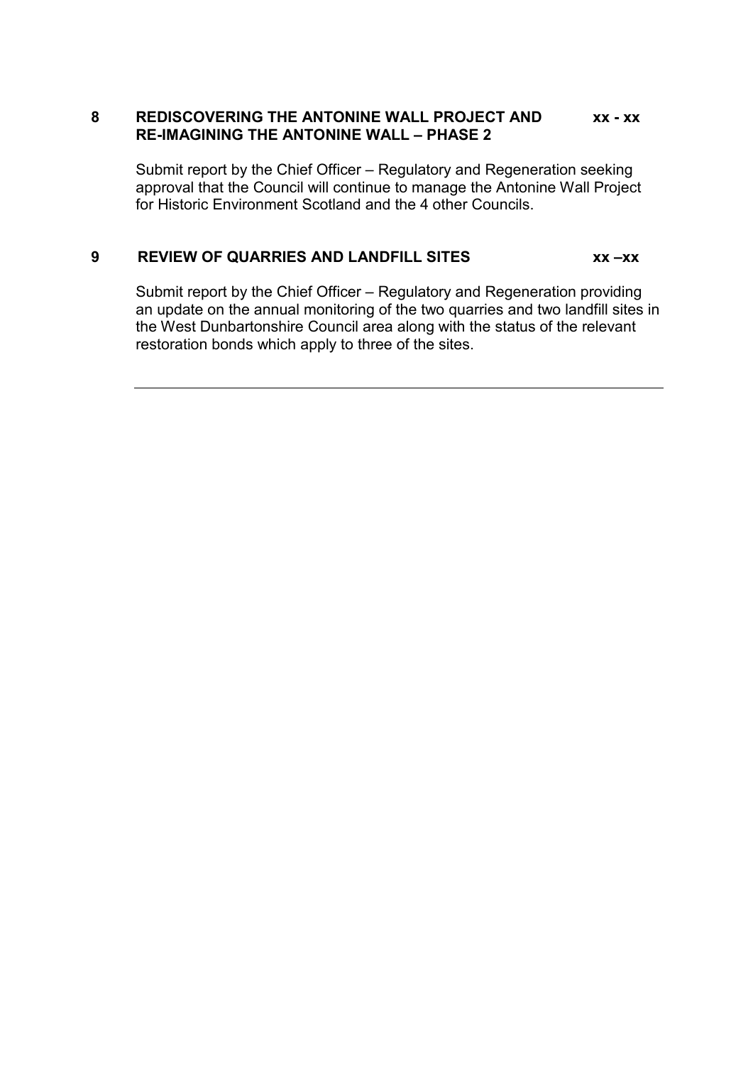**8 REDISCOVERING THE ANTONINE WALL PROJECT AND RE-IMAGINING THE ANTONINE WALL – PHASE 2** **xx - xx**

Submit report by the Chief Officer – Regulatory and Regeneration seeking approval that the Council will continue to manage the Antonine Wall Project for Historic Environment Scotland and the 4 other Councils.

**9 REVIEW OF QUARRIES AND LANDFILL SITES** **xx –xx**

Submit report by the Chief Officer – Regulatory and Regeneration providing an update on the annual monitoring of the two quarries and two landfill sites in the West Dunbartonshire Council area along with the status of the relevant restoration bonds which apply to three of the sites.

---